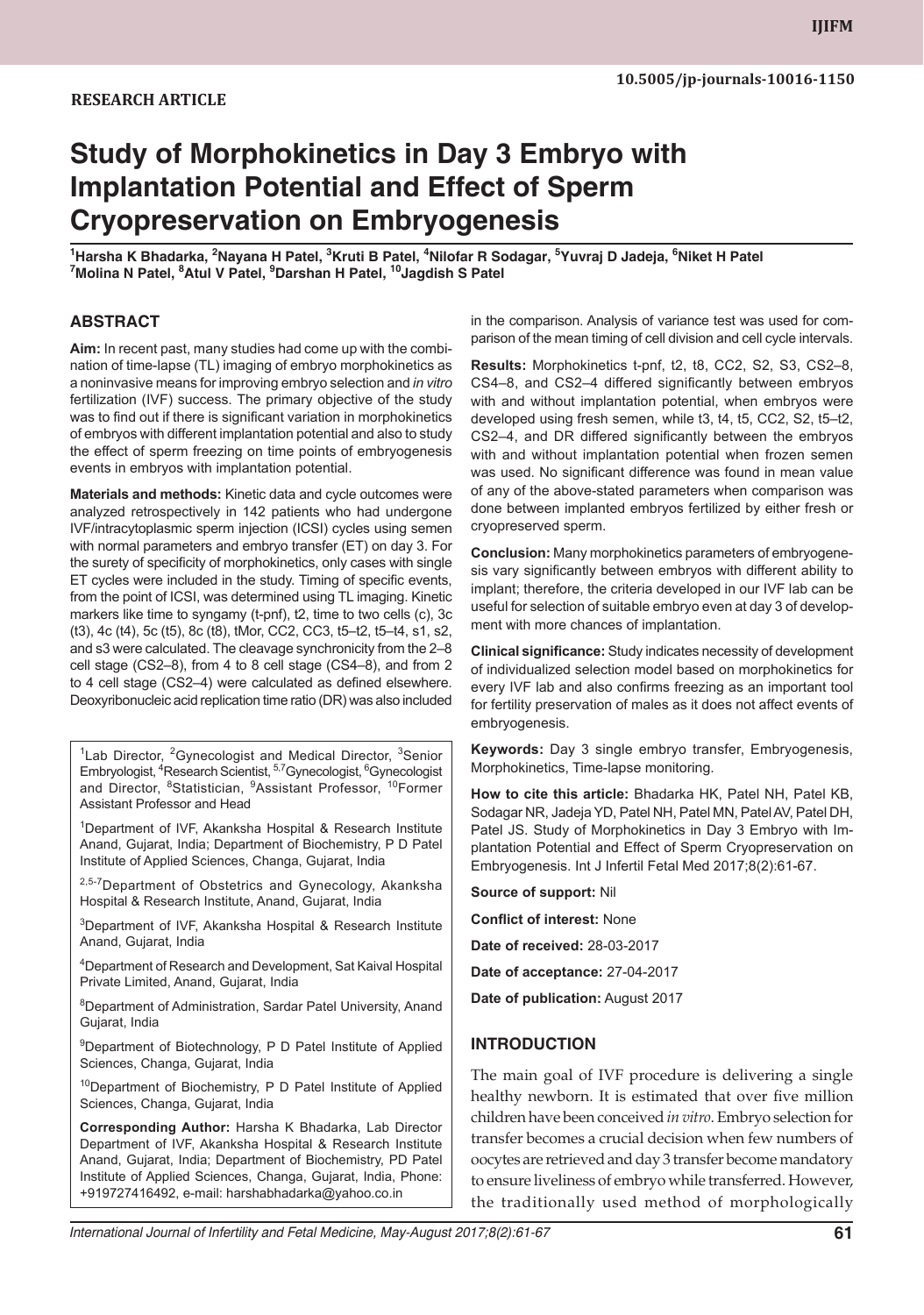RESEARCH ARTICLE

10.5005/jp-journals-10016-1150

# Study of Morphokinetics in Day 3 Embryo with Implantation Potential and Effect of Sperm Cryopreservation on Embryogenesis

[1]Harsha K Bhadarka, [2]Nayana H Patel, [3]Kruti B Patel, [4]Nilofar R Sodagar, [5]Yuvraj D Jadeja, [6]Niket H Patel [7]Molina N Patel, [8]Atul V Patel, [9]Darshan H Patel, [10]Jagdish S Patel

## ABSTRACT

**Aim:** In recent past, many studies had come up with the combination of time-lapse (TL) imaging of embryo morphokinetics as a noninvasive means for improving embryo selection and *in vitro* fertilization (IVF) success. The primary objective of the study was to find out if there is significant variation in morphokinetics of embryos with different implantation potential and also to study the effect of sperm freezing on time points of embryogenesis events in embryos with implantation potential.

**Materials and methods:** Kinetic data and cycle outcomes were analyzed retrospectively in 142 patients who had undergone IVF/intracytoplasmic sperm injection (ICSI) cycles using semen with normal parameters and embryo transfer (ET) on day 3. For the surety of specificity of morphokinetics, only cases with single ET cycles were included in the study. Timing of specific events, from the point of ICSI, was determined using TL imaging. Kinetic markers like time to syngamy (t-pnf), t2, time to two cells (c), 3c (t3), 4c (t4), 5c (t5), 8c (t8), tMor, CC2, CC3, t5–t2, t5–t4, s1, s2, and s3 were calculated. The cleavage synchronicity from the 2–8 cell stage (CS2–8), from 4 to 8 cell stage (CS4–8), and from 2 to 4 cell stage (CS2–4) were calculated as defined elsewhere. Deoxyribonucleic acid replication time ratio (DR) was also included in the comparison. Analysis of variance test was used for comparison of the mean timing of cell division and cell cycle intervals.

**Results:** Morphokinetics t-pnf, t2, t8, CC2, S2, S3, CS2–8, CS4–8, and CS2–4 differed significantly between embryos with and without implantation potential, when embryos were developed using fresh semen, while t3, t4, t5, CC2, S2, t5–t2, CS2–4, and DR differed significantly between the embryos with and without implantation potential when frozen semen was used. No significant difference was found in mean value of any of the above-stated parameters when comparison was done between implanted embryos fertilized by either fresh or cryopreserved sperm.

**Conclusion:** Many morphokinetics parameters of embryogenesis vary significantly between embryos with different ability to implant; therefore, the criteria developed in our IVF lab can be useful for selection of suitable embryo even at day 3 of development with more chances of implantation.

**Clinical significance:** Study indicates necessity of development of individualized selection model based on morphokinetics for every IVF lab and also confirms freezing as an important tool for fertility preservation of males as it does not affect events of embryogenesis.

**Keywords:** Day 3 single embryo transfer, Embryogenesis, Morphokinetics, Time-lapse monitoring.

**How to cite this article:** Bhadarka HK, Patel NH, Patel KB, Sodagar NR, Jadeja YD, Patel NH, Patel MN, Patel AV, Patel DH, Patel JS. Study of Morphokinetics in Day 3 Embryo with Implantation Potential and Effect of Sperm Cryopreservation on Embryogenesis. Int J Infertil Fetal Med 2017;8(2):61-67.

**Source of support:** Nil

**Conflict of interest:** None

**Date of received:** 28-03-2017

**Date of acceptance:** 27-04-2017

**Date of publication:** August 2017

[1]Lab Director, [2]Gynecologist and Medical Director, [3]Senior Embryologist, [4]Research Scientist, [5,7]Gynecologist, [6]Gynecologist and Director, [8]Statistician, [9]Assistant Professor, [10]Former Assistant Professor and Head

[1]Department of IVF, Akanksha Hospital & Research Institute Anand, Gujarat, India; Department of Biochemistry, P D Patel Institute of Applied Sciences, Changa, Gujarat, India

[2,5-7]Department of Obstetrics and Gynecology, Akanksha Hospital & Research Institute, Anand, Gujarat, India

[3]Department of IVF, Akanksha Hospital & Research Institute Anand, Gujarat, India

[4]Department of Research and Development, Sat Kaival Hospital Private Limited, Anand, Gujarat, India

[8]Department of Administration, Sardar Patel University, Anand Gujarat, India

[9]Department of Biotechnology, P D Patel Institute of Applied Sciences, Changa, Gujarat, India

[10]Department of Biochemistry, P D Patel Institute of Applied Sciences, Changa, Gujarat, India

**Corresponding Author:** Harsha K Bhadarka, Lab Director Department of IVF, Akanksha Hospital & Research Institute Anand, Gujarat, India; Department of Biochemistry, PD Patel Institute of Applied Sciences, Changa, Gujarat, India, Phone: +919727416492, e-mail: harshabhadarka@yahoo.co.in

## INTRODUCTION

The main goal of IVF procedure is delivering a single healthy newborn. It is estimated that over five million children have been conceived *in vitro*. Embryo selection for transfer becomes a crucial decision when few numbers of oocytes are retrieved and day 3 transfer become mandatory to ensure liveliness of embryo while transferred. However, the traditionally used method of morphologically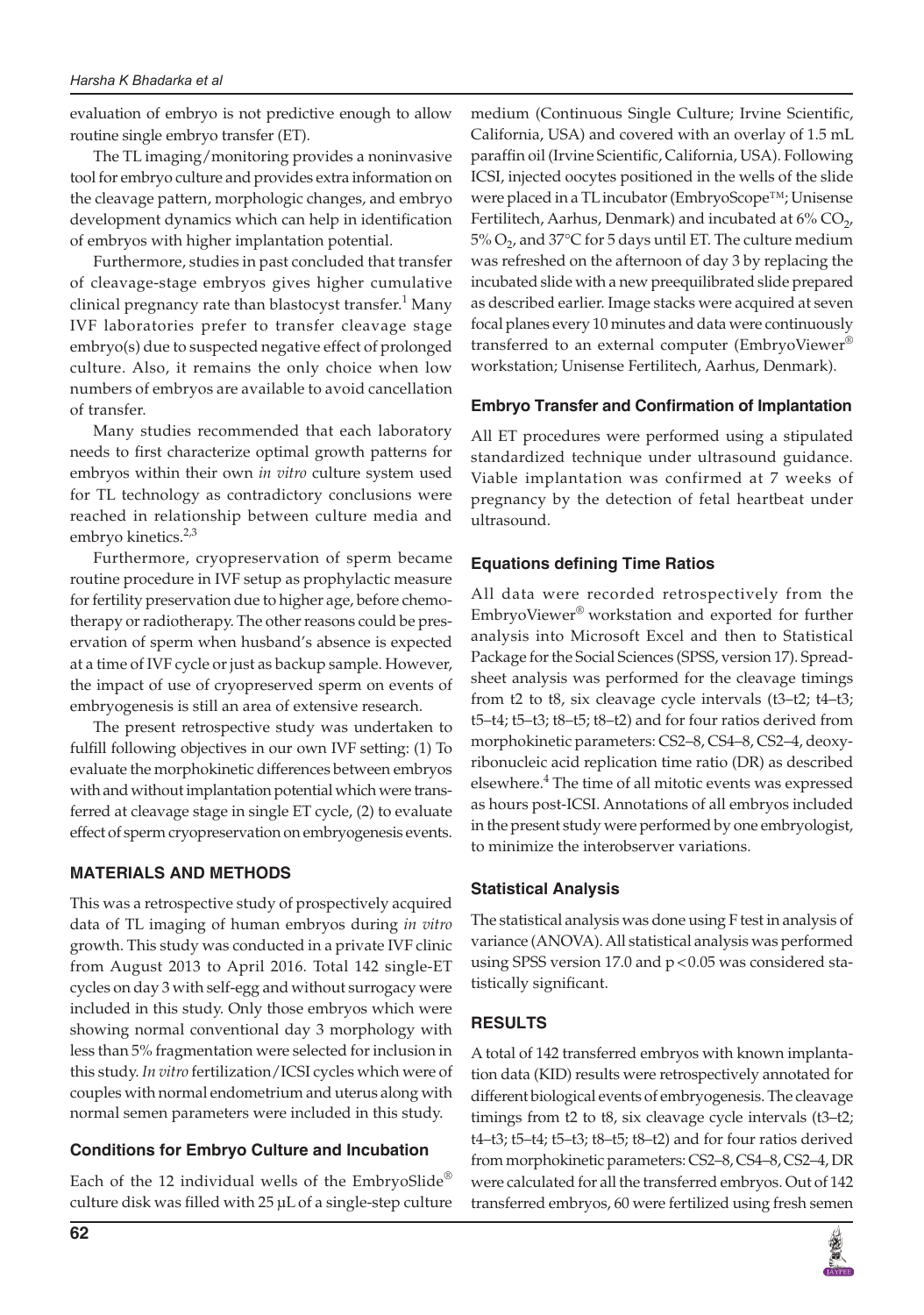evaluation of embryo is not predictive enough to allow routine single embryo transfer (ET).

The TL imaging/monitoring provides a noninvasive tool for embryo culture and provides extra information on the cleavage pattern, morphologic changes, and embryo development dynamics which can help in identification of embryos with higher implantation potential.

Furthermore, studies in past concluded that transfer of cleavage-stage embryos gives higher cumulative clinical pregnancy rate than blastocyst transfer.[1] Many IVF laboratories prefer to transfer cleavage stage embryo(s) due to suspected negative effect of prolonged culture. Also, it remains the only choice when low numbers of embryos are available to avoid cancellation of transfer.

Many studies recommended that each laboratory needs to first characterize optimal growth patterns for embryos within their own *in vitro* culture system used for TL technology as contradictory conclusions were reached in relationship between culture media and embryo kinetics.[2,3]

Furthermore, cryopreservation of sperm became routine procedure in IVF setup as prophylactic measure for fertility preservation due to higher age, before chemotherapy or radiotherapy. The other reasons could be preservation of sperm when husband's absence is expected at a time of IVF cycle or just as backup sample. However, the impact of use of cryopreserved sperm on events of embryogenesis is still an area of extensive research.

The present retrospective study was undertaken to fulfill following objectives in our own IVF setting: (1) To evaluate the morphokinetic differences between embryos with and without implantation potential which were transferred at cleavage stage in single ET cycle, (2) to evaluate effect of sperm cryopreservation on embryogenesis events.

## MATERIALS AND METHODS

This was a retrospective study of prospectively acquired data of TL imaging of human embryos during *in vitro* growth. This study was conducted in a private IVF clinic from August 2013 to April 2016. Total 142 single-ET cycles on day 3 with self-egg and without surrogacy were included in this study. Only those embryos which were showing normal conventional day 3 morphology with less than 5% fragmentation were selected for inclusion in this study. *In vitro* fertilization/ICSI cycles which were of couples with normal endometrium and uterus along with normal semen parameters were included in this study.

### Conditions for Embryo Culture and Incubation

Each of the 12 individual wells of the EmbryoSlide® culture disk was filled with 25 µL of a single-step culture medium (Continuous Single Culture; Irvine Scientific, California, USA) and covered with an overlay of 1.5 mL paraffin oil (Irvine Scientific, California, USA). Following ICSI, injected oocytes positioned in the wells of the slide were placed in a TL incubator (EmbryoScope™; Unisense Fertilitech, Aarhus, Denmark) and incubated at 6% $CO_2$, 5% $O_2$, and 37°C for 5 days until ET. The culture medium was refreshed on the afternoon of day 3 by replacing the incubated slide with a new preequilibrated slide prepared as described earlier. Image stacks were acquired at seven focal planes every 10 minutes and data were continuously transferred to an external computer (EmbryoViewer® workstation; Unisense Fertilitech, Aarhus, Denmark).

### Embryo Transfer and Confirmation of Implantation

All ET procedures were performed using a stipulated standardized technique under ultrasound guidance. Viable implantation was confirmed at 7 weeks of pregnancy by the detection of fetal heartbeat under ultrasound.

### Equations defining Time Ratios

All data were recorded retrospectively from the EmbryoViewer® workstation and exported for further analysis into Microsoft Excel and then to Statistical Package for the Social Sciences (SPSS, version 17). Spreadsheet analysis was performed for the cleavage timings from t2 to t8, six cleavage cycle intervals (t3–t2; t4–t3; t5–t4; t5–t3; t8–t5; t8–t2) and for four ratios derived from morphokinetic parameters: CS2–8, CS4–8, CS2–4, deoxyribonucleic acid replication time ratio (DR) as described elsewhere.[4] The time of all mitotic events was expressed as hours post-ICSI. Annotations of all embryos included in the present study were performed by one embryologist, to minimize the interobserver variations.

### Statistical Analysis

The statistical analysis was done using F test in analysis of variance (ANOVA). All statistical analysis was performed using SPSS version 17.0 and $p < 0.05$ was considered statistically significant.

## RESULTS

A total of 142 transferred embryos with known implantation data (KID) results were retrospectively annotated for different biological events of embryogenesis. The cleavage timings from t2 to t8, six cleavage cycle intervals (t3–t2; t4–t3; t5–t4; t5–t3; t8–t5; t8–t2) and for four ratios derived from morphokinetic parameters: CS2–8, CS4–8, CS2–4, DR were calculated for all the transferred embryos. Out of 142 transferred embryos, 60 were fertilized using fresh semen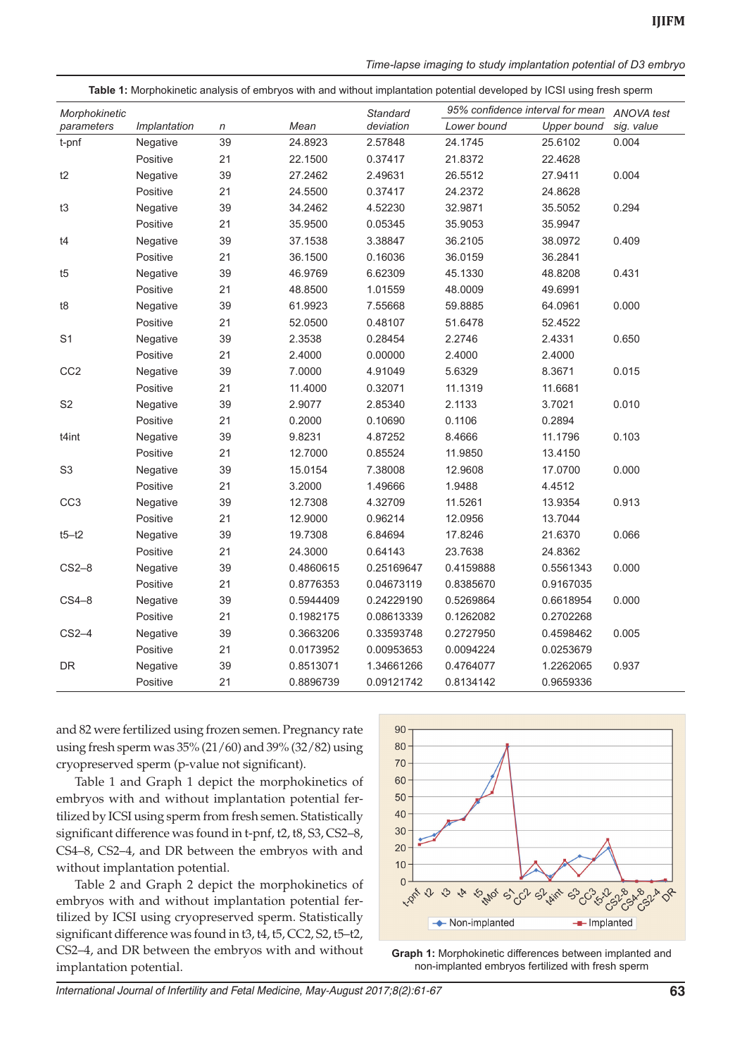**Table 1:** Morphokinetic analysis of embryos with and without implantation potential developed by ICSI using fresh sperm

| Morphokinetic parameters | Implantation | n | Mean | Standard deviation | 95% confidence interval for mean | | ANOVA test sig. value |
|---|---|---|---|---|---|---|---|
| | | | | | Lower bound | Upper bound | |
| t-pnf | Negative | 39 | 24.8923 | 2.57848 | 24.1745 | 25.6102 | 0.004 |
| | Positive | 21 | 22.1500 | 0.37417 | 21.8372 | 22.4628 | |
| t2 | Negative | 39 | 27.2462 | 2.49631 | 26.5512 | 27.9411 | 0.004 |
| | Positive | 21 | 24.5500 | 0.37417 | 24.2372 | 24.8628 | |
| t3 | Negative | 39 | 34.2462 | 4.52230 | 32.9871 | 35.5052 | 0.294 |
| | Positive | 21 | 35.9500 | 0.05345 | 35.9053 | 35.9947 | |
| t4 | Negative | 39 | 37.1538 | 3.38847 | 36.2105 | 38.0972 | 0.409 |
| | Positive | 21 | 36.1500 | 0.16036 | 36.0159 | 36.2841 | |
| t5 | Negative | 39 | 46.9769 | 6.62309 | 45.1330 | 48.8208 | 0.431 |
| | Positive | 21 | 48.8500 | 1.01559 | 48.0009 | 49.6991 | |
| t8 | Negative | 39 | 61.9923 | 7.55668 | 59.8885 | 64.0961 | 0.000 |
| | Positive | 21 | 52.0500 | 0.48107 | 51.6478 | 52.4522 | |
| S1 | Negative | 39 | 2.3538 | 0.28454 | 2.2746 | 2.4331 | 0.650 |
| | Positive | 21 | 2.4000 | 0.00000 | 2.4000 | 2.4000 | |
| CC2 | Negative | 39 | 7.0000 | 4.91049 | 5.6329 | 8.3671 | 0.015 |
| | Positive | 21 | 11.4000 | 0.32071 | 11.1319 | 11.6681 | |
| S2 | Negative | 39 | 2.9077 | 2.85340 | 2.1133 | 3.7021 | 0.010 |
| | Positive | 21 | 0.2000 | 0.10690 | 0.1106 | 0.2894 | |
| t4int | Negative | 39 | 9.8231 | 4.87252 | 8.4666 | 11.1796 | 0.103 |
| | Positive | 21 | 12.7000 | 0.85524 | 11.9850 | 13.4150 | |
| S3 | Negative | 39 | 15.0154 | 7.38008 | 12.9608 | 17.0700 | 0.000 |
| | Positive | 21 | 3.2000 | 1.49666 | 1.9488 | 4.4512 | |
| CC3 | Negative | 39 | 12.7308 | 4.32709 | 11.5261 | 13.9354 | 0.913 |
| | Positive | 21 | 12.9000 | 0.96214 | 12.0956 | 13.7044 | |
| t5–t2 | Negative | 39 | 19.7308 | 6.84694 | 17.8246 | 21.6370 | 0.066 |
| | Positive | 21 | 24.3000 | 0.64143 | 23.7638 | 24.8362 | |
| CS2–8 | Negative | 39 | 0.4860615 | 0.25169647 | 0.4159888 | 0.5561343 | 0.000 |
| | Positive | 21 | 0.8776353 | 0.04673119 | 0.8385670 | 0.9167035 | |
| CS4–8 | Negative | 39 | 0.5944409 | 0.24229190 | 0.5269864 | 0.6618954 | 0.000 |
| | Positive | 21 | 0.1982175 | 0.08613339 | 0.1262082 | 0.2702268 | |
| CS2–4 | Negative | 39 | 0.3663206 | 0.33593748 | 0.2727950 | 0.4598462 | 0.005 |
| | Positive | 21 | 0.0173952 | 0.00953653 | 0.0094224 | 0.0253679 | |
| DR | Negative | 39 | 0.8513071 | 1.34661266 | 0.4764077 | 1.2262065 | 0.937 |
| | Positive | 21 | 0.8896739 | 0.09121742 | 0.8134142 | 0.9659336 | |

and 82 were fertilized using frozen semen. Pregnancy rate using fresh sperm was 35% (21/60) and 39% (32/82) using cryopreserved sperm (p-value not significant).

Table 1 and Graph 1 depict the morphokinetics of embryos with and without implantation potential fertilized by ICSI using sperm from fresh semen. Statistically significant difference was found in t-pnf, t2, t8, S3, CS2–8, CS4–8, CS2–4, and DR between the embryos with and without implantation potential.

Table 2 and Graph 2 depict the morphokinetics of embryos with and without implantation potential fertilized by ICSI using cryopreserved sperm. Statistically significant difference was found in t3, t4, t5, CC2, S2, t5–t2, CS2–4, and DR between the embryos with and without implantation potential.

**Graph 1:** Morphokinetic differences between implanted and non-implanted embryos fertilized with fresh sperm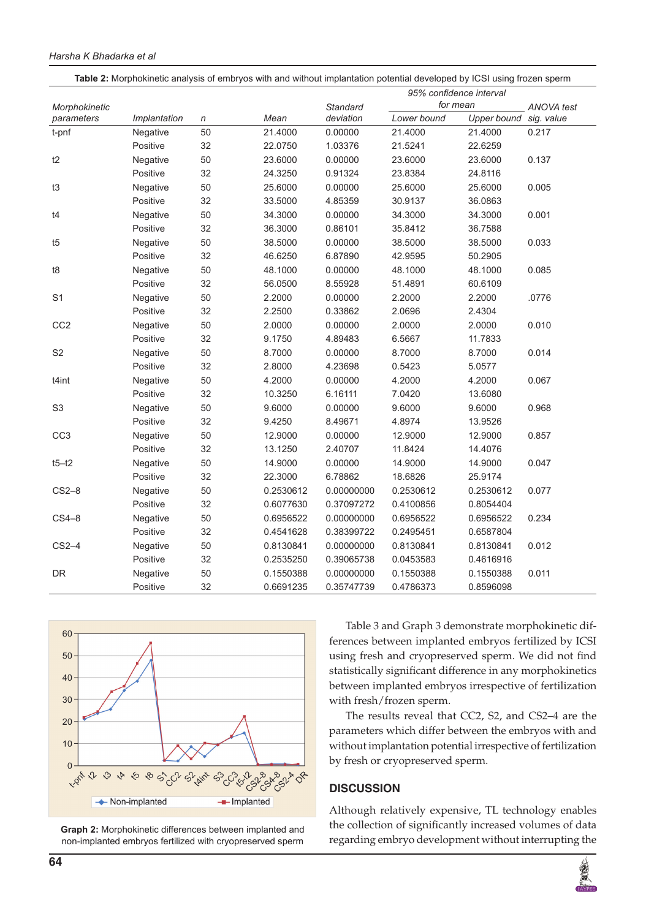**Table 2:** Morphokinetic analysis of embryos with and without implantation potential developed by ICSI using frozen sperm

| Morphokinetic parameters | Implantation | n | Mean | Standard deviation | 95% confidence interval for mean | | ANOVA test sig. value |
|---|---|---|---|---|---|---|---|
| | | | | | Lower bound | Upper bound | |
| t-pnf | Negative | 50 | 21.4000 | 0.00000 | 21.4000 | 21.4000 | 0.217 |
| | Positive | 32 | 22.0750 | 1.03376 | 21.5241 | 22.6259 | |
| t2 | Negative | 50 | 23.6000 | 0.00000 | 23.6000 | 23.6000 | 0.137 |
| | Positive | 32 | 24.3250 | 0.91324 | 23.8384 | 24.8116 | |
| t3 | Negative | 50 | 25.6000 | 0.00000 | 25.6000 | 25.6000 | 0.005 |
| | Positive | 32 | 33.5000 | 4.85359 | 30.9137 | 36.0863 | |
| t4 | Negative | 50 | 34.3000 | 0.00000 | 34.3000 | 34.3000 | 0.001 |
| | Positive | 32 | 36.3000 | 0.86101 | 35.8412 | 36.7588 | |
| t5 | Negative | 50 | 38.5000 | 0.00000 | 38.5000 | 38.5000 | 0.033 |
| | Positive | 32 | 46.6250 | 6.87890 | 42.9595 | 50.2905 | |
| t8 | Negative | 50 | 48.1000 | 0.00000 | 48.1000 | 48.1000 | 0.085 |
| | Positive | 32 | 56.0500 | 8.55928 | 51.4891 | 60.6109 | |
| S1 | Negative | 50 | 2.2000 | 0.00000 | 2.2000 | 2.2000 | .0776 |
| | Positive | 32 | 2.2500 | 0.33862 | 2.0696 | 2.4304 | |
| CC2 | Negative | 50 | 2.0000 | 0.00000 | 2.0000 | 2.0000 | 0.010 |
| | Positive | 32 | 9.1750 | 4.89483 | 6.5667 | 11.7833 | |
| S2 | Negative | 50 | 8.7000 | 0.00000 | 8.7000 | 8.7000 | 0.014 |
| | Positive | 32 | 2.8000 | 4.23698 | 0.5423 | 5.0577 | |
| t4int | Negative | 50 | 4.2000 | 0.00000 | 4.2000 | 4.2000 | 0.067 |
| | Positive | 32 | 10.3250 | 6.16111 | 7.0420 | 13.6080 | |
| S3 | Negative | 50 | 9.6000 | 0.00000 | 9.6000 | 9.6000 | 0.968 |
| | Positive | 32 | 9.4250 | 8.49671 | 4.8974 | 13.9526 | |
| CC3 | Negative | 50 | 12.9000 | 0.00000 | 12.9000 | 12.9000 | 0.857 |
| | Positive | 32 | 13.1250 | 2.40707 | 11.8424 | 14.4076 | |
| t5–t2 | Negative | 50 | 14.9000 | 0.00000 | 14.9000 | 14.9000 | 0.047 |
| | Positive | 32 | 22.3000 | 6.78862 | 18.6826 | 25.9174 | |
| CS2–8 | Negative | 50 | 0.2530612 | 0.00000000 | 0.2530612 | 0.2530612 | 0.077 |
| | Positive | 32 | 0.6077630 | 0.37097272 | 0.4100856 | 0.8054404 | |
| CS4–8 | Negative | 50 | 0.6956522 | 0.00000000 | 0.6956522 | 0.6956522 | 0.234 |
| | Positive | 32 | 0.4541628 | 0.38399722 | 0.2495451 | 0.6587804 | |
| CS2–4 | Negative | 50 | 0.8130841 | 0.00000000 | 0.8130841 | 0.8130841 | 0.012 |
| | Positive | 32 | 0.2535250 | 0.39065738 | 0.0453583 | 0.4616916 | |
| DR | Negative | 50 | 0.1550388 | 0.00000000 | 0.1550388 | 0.1550388 | 0.011 |
| | Positive | 32 | 0.6691235 | 0.35747739 | 0.4786373 | 0.8596098 | |

**Graph 2:** Morphokinetic differences between implanted and non-implanted embryos fertilized with cryopreserved sperm

Table 3 and Graph 3 demonstrate morphokinetic differences between implanted embryos fertilized by ICSI using fresh and cryopreserved sperm. We did not find statistically significant difference in any morphokinetics between implanted embryos irrespective of fertilization with fresh/frozen sperm.

The results reveal that CC2, S2, and CS2–4 are the parameters which differ between the embryos with and without implantation potential irrespective of fertilization by fresh or cryopreserved sperm.

## DISCUSSION

Although relatively expensive, TL technology enables the collection of significantly increased volumes of data regarding embryo development without interrupting the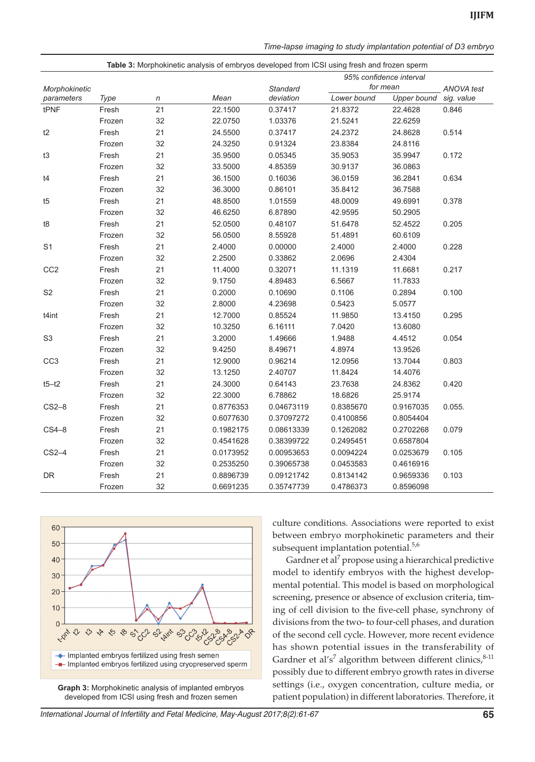**Table 3:** Morphokinetic analysis of embryos developed from ICSI using fresh and frozen sperm

| Morphokinetic parameters | Type | n | Mean | Standard deviation | 95% confidence interval for mean | | ANOVA test sig. value |
|---|---|---|---|---|---|---|---|
| | | | | | Lower bound | Upper bound | |
| tPNF | Fresh | 21 | 22.1500 | 0.37417 | 21.8372 | 22.4628 | 0.846 |
| | Frozen | 32 | 22.0750 | 1.03376 | 21.5241 | 22.6259 | |
| t2 | Fresh | 21 | 24.5500 | 0.37417 | 24.2372 | 24.8628 | 0.514 |
| | Frozen | 32 | 24.3250 | 0.91324 | 23.8384 | 24.8116 | |
| t3 | Fresh | 21 | 35.9500 | 0.05345 | 35.9053 | 35.9947 | 0.172 |
| | Frozen | 32 | 33.5000 | 4.85359 | 30.9137 | 36.0863 | |
| t4 | Fresh | 21 | 36.1500 | 0.16036 | 36.0159 | 36.2841 | 0.634 |
| | Frozen | 32 | 36.3000 | 0.86101 | 35.8412 | 36.7588 | |
| t5 | Fresh | 21 | 48.8500 | 1.01559 | 48.0009 | 49.6991 | 0.378 |
| | Frozen | 32 | 46.6250 | 6.87890 | 42.9595 | 50.2905 | |
| t8 | Fresh | 21 | 52.0500 | 0.48107 | 51.6478 | 52.4522 | 0.205 |
| | Frozen | 32 | 56.0500 | 8.55928 | 51.4891 | 60.6109 | |
| S1 | Fresh | 21 | 2.4000 | 0.00000 | 2.4000 | 2.4000 | 0.228 |
| | Frozen | 32 | 2.2500 | 0.33862 | 2.0696 | 2.4304 | |
| CC2 | Fresh | 21 | 11.4000 | 0.32071 | 11.1319 | 11.6681 | 0.217 |
| | Frozen | 32 | 9.1750 | 4.89483 | 6.5667 | 11.7833 | |
| S2 | Fresh | 21 | 0.2000 | 0.10690 | 0.1106 | 0.2894 | 0.100 |
| | Frozen | 32 | 2.8000 | 4.23698 | 0.5423 | 5.0577 | |
| t4int | Fresh | 21 | 12.7000 | 0.85524 | 11.9850 | 13.4150 | 0.295 |
| | Frozen | 32 | 10.3250 | 6.16111 | 7.0420 | 13.6080 | |
| S3 | Fresh | 21 | 3.2000 | 1.49666 | 1.9488 | 4.4512 | 0.054 |
| | Frozen | 32 | 9.4250 | 8.49671 | 4.8974 | 13.9526 | |
| CC3 | Fresh | 21 | 12.9000 | 0.96214 | 12.0956 | 13.7044 | 0.803 |
| | Frozen | 32 | 13.1250 | 2.40707 | 11.8424 | 14.4076 | |
| t5–t2 | Fresh | 21 | 24.3000 | 0.64143 | 23.7638 | 24.8362 | 0.420 |
| | Frozen | 32 | 22.3000 | 6.78862 | 18.6826 | 25.9174 | |
| CS2–8 | Fresh | 21 | 0.8776353 | 0.04673119 | 0.8385670 | 0.9167035 | 0.055. |
| | Frozen | 32 | 0.6077630 | 0.37097272 | 0.4100856 | 0.8054404 | |
| CS4–8 | Fresh | 21 | 0.1982175 | 0.08613339 | 0.1262082 | 0.2702268 | 0.079 |
| | Frozen | 32 | 0.4541628 | 0.38399722 | 0.2495451 | 0.6587804 | |
| CS2–4 | Fresh | 21 | 0.0173952 | 0.00953653 | 0.0094224 | 0.0253679 | 0.105 |
| | Frozen | 32 | 0.2535250 | 0.39065738 | 0.0453583 | 0.4616916 | |
| DR | Fresh | 21 | 0.8896739 | 0.09121742 | 0.8134142 | 0.9659336 | 0.103 |
| | Frozen | 32 | 0.6691235 | 0.35747739 | 0.4786373 | 0.8596098 | |

**Graph 3:** Morphokinetic analysis of implanted embryos developed from ICSI using fresh and frozen semen

culture conditions. Associations were reported to exist between embryo morphokinetic parameters and their subsequent implantation potential.[5,6]

Gardner et al[7] propose using a hierarchical predictive model to identify embryos with the highest developmental potential. This model is based on morphological screening, presence or absence of exclusion criteria, timing of cell division to the five-cell phase, synchrony of divisions from the two- to four-cell phases, and duration of the second cell cycle. However, more recent evidence has shown potential issues in the transferability of Gardner et al's[7] algorithm between different clinics,[8-11] possibly due to different embryo growth rates in diverse settings (i.e., oxygen concentration, culture media, or patient population) in different laboratories. Therefore, it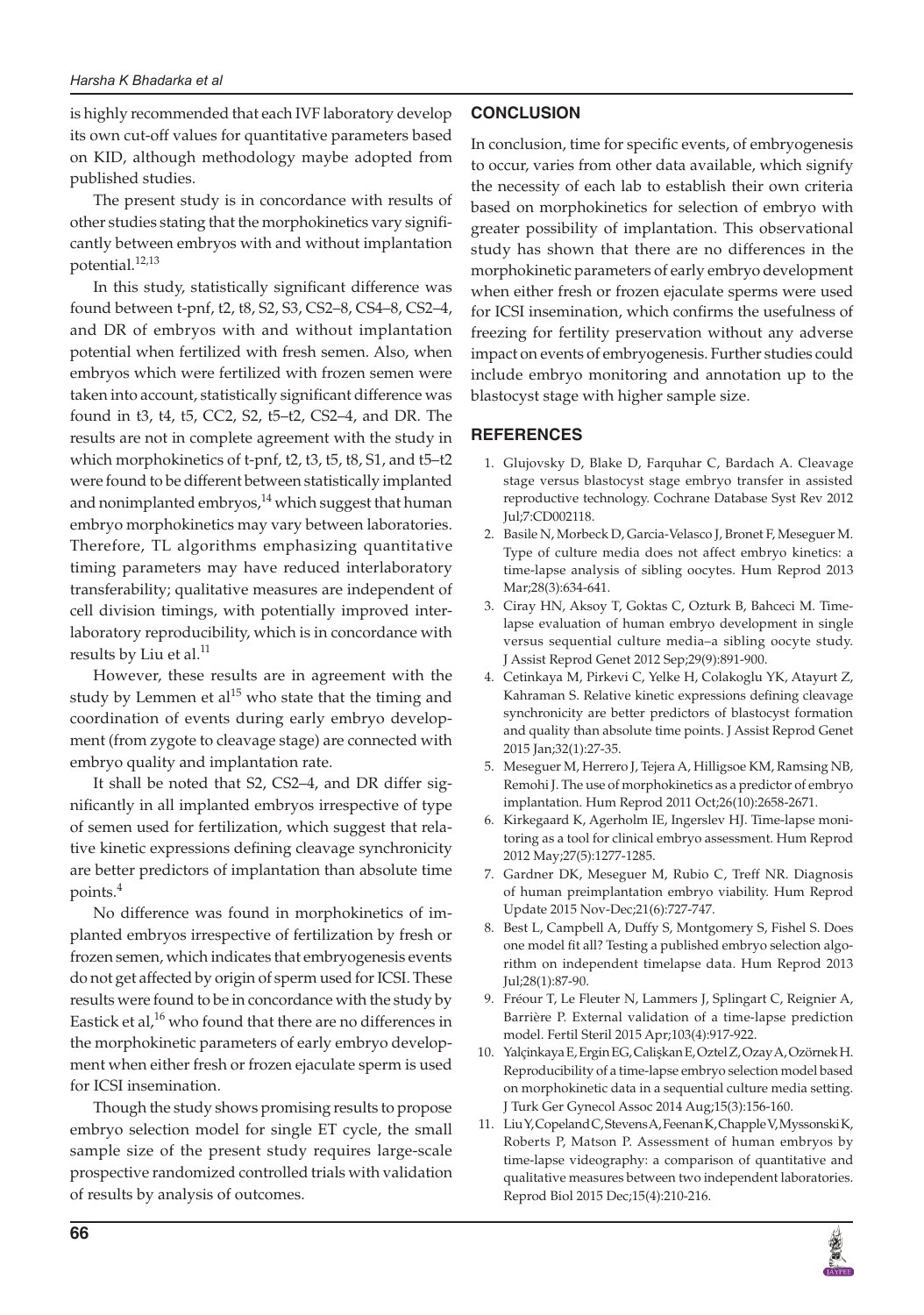is highly recommended that each IVF laboratory develop its own cut-off values for quantitative parameters based on KID, although methodology maybe adopted from published studies.

The present study is in concordance with results of other studies stating that the morphokinetics vary significantly between embryos with and without implantation potential.[12,13]

In this study, statistically significant difference was found between t-pnf, t2, t8, S2, S3, CS2–8, CS4–8, CS2–4, and DR of embryos with and without implantation potential when fertilized with fresh semen. Also, when embryos which were fertilized with frozen semen were taken into account, statistically significant difference was found in t3, t4, t5, CC2, S2, t5–t2, CS2–4, and DR. The results are not in complete agreement with the study in which morphokinetics of t-pnf, t2, t3, t5, t8, S1, and t5–t2 were found to be different between statistically implanted and nonimplanted embryos,[14] which suggest that human embryo morphokinetics may vary between laboratories. Therefore, TL algorithms emphasizing quantitative timing parameters may have reduced interlaboratory transferability; qualitative measures are independent of cell division timings, with potentially improved interlaboratory reproducibility, which is in concordance with results by Liu et al.[11]

However, these results are in agreement with the study by Lemmen et al[15] who state that the timing and coordination of events during early embryo development (from zygote to cleavage stage) are connected with embryo quality and implantation rate.

It shall be noted that S2, CS2–4, and DR differ significantly in all implanted embryos irrespective of type of semen used for fertilization, which suggest that relative kinetic expressions defining cleavage synchronicity are better predictors of implantation than absolute time points.[4]

No difference was found in morphokinetics of implanted embryos irrespective of fertilization by fresh or frozen semen, which indicates that embryogenesis events do not get affected by origin of sperm used for ICSI. These results were found to be in concordance with the study by Eastick et al,[16] who found that there are no differences in the morphokinetic parameters of early embryo development when either fresh or frozen ejaculate sperm is used for ICSI insemination.

Though the study shows promising results to propose embryo selection model for single ET cycle, the small sample size of the present study requires large-scale prospective randomized controlled trials with validation of results by analysis of outcomes.

## CONCLUSION

In conclusion, time for specific events, of embryogenesis to occur, varies from other data available, which signify the necessity of each lab to establish their own criteria based on morphokinetics for selection of embryo with greater possibility of implantation. This observational study has shown that there are no differences in the morphokinetic parameters of early embryo development when either fresh or frozen ejaculate sperms were used for ICSI insemination, which confirms the usefulness of freezing for fertility preservation without any adverse impact on events of embryogenesis. Further studies could include embryo monitoring and annotation up to the blastocyst stage with higher sample size.

## REFERENCES

1. Glujovsky D, Blake D, Farquhar C, Bardach A. Cleavage stage versus blastocyst stage embryo transfer in assisted reproductive technology. Cochrane Database Syst Rev 2012 Jul;7:CD002118.
2. Basile N, Morbeck D, Garcia-Velasco J, Bronet F, Meseguer M. Type of culture media does not affect embryo kinetics: a time-lapse analysis of sibling oocytes. Hum Reprod 2013 Mar;28(3):634-641.
3. Ciray HN, Aksoy T, Goktas C, Ozturk B, Bahceci M. Time-lapse evaluation of human embryo development in single versus sequential culture media–a sibling oocyte study. J Assist Reprod Genet 2012 Sep;29(9):891-900.
4. Cetinkaya M, Pirkevi C, Yelke H, Colakoglu YK, Atayurt Z, Kahraman S. Relative kinetic expressions defining cleavage synchronicity are better predictors of blastocyst formation and quality than absolute time points. J Assist Reprod Genet 2015 Jan;32(1):27-35.
5. Meseguer M, Herrero J, Tejera A, Hilligsoe KM, Ramsing NB, Remohi J. The use of morphokinetics as a predictor of embryo implantation. Hum Reprod 2011 Oct;26(10):2658-2671.
6. Kirkegaard K, Agerholm IE, Ingerslev HJ. Time-lapse monitoring as a tool for clinical embryo assessment. Hum Reprod 2012 May;27(5):1277-1285.
7. Gardner DK, Meseguer M, Rubio C, Treff NR. Diagnosis of human preimplantation embryo viability. Hum Reprod Update 2015 Nov-Dec;21(6):727-747.
8. Best L, Campbell A, Duffy S, Montgomery S, Fishel S. Does one model fit all? Testing a published embryo selection algorithm on independent timelapse data. Hum Reprod 2013 Jul;28(1):87-90.
9. Fréour T, Le Fleuter N, Lammers J, Splingart C, Reignier A, Barrière P. External validation of a time-lapse prediction model. Fertil Steril 2015 Apr;103(4):917-922.
10. Yalçinkaya E, Ergin EG, Calişkan E, Oztel Z, Ozay A, Ozörnek H. Reproducibility of a time-lapse embryo selection model based on morphokinetic data in a sequential culture media setting. J Turk Ger Gynecol Assoc 2014 Aug;15(3):156-160.
11. Liu Y, Copeland C, Stevens A, Feenan K, Chapple V, Myssonski K, Roberts P, Matson P. Assessment of human embryos by time-lapse videography: a comparison of quantitative and qualitative measures between two independent laboratories. Reprod Biol 2015 Dec;15(4):210-216.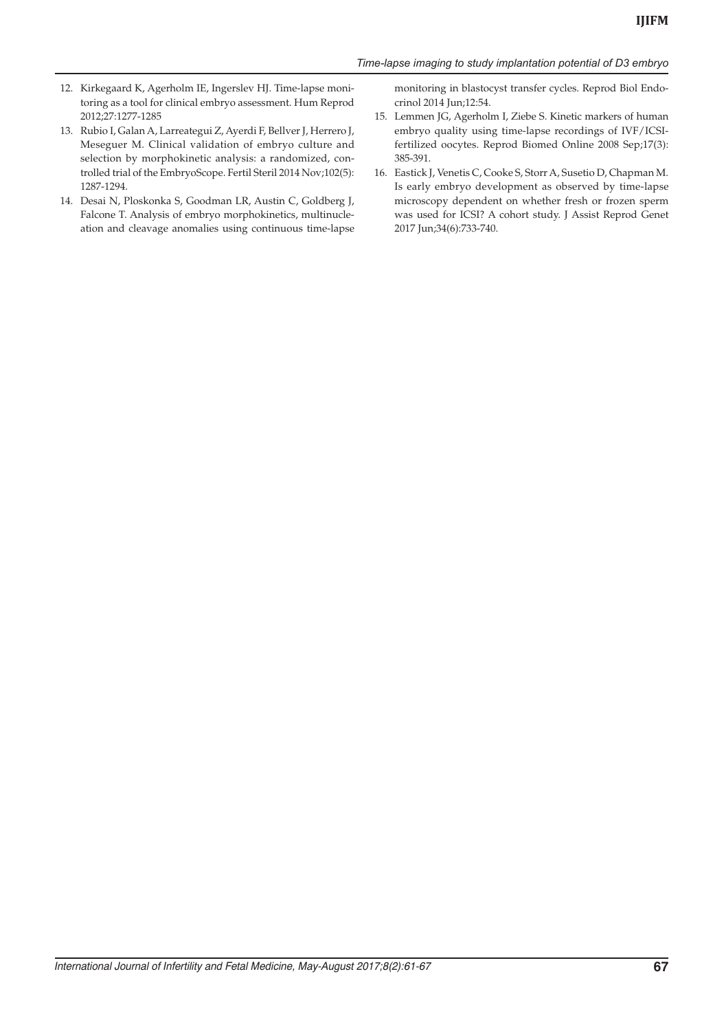12. Kirkegaard K, Agerholm IE, Ingerslev HJ. Time-lapse monitoring as a tool for clinical embryo assessment. Hum Reprod 2012;27:1277-1285
13. Rubio I, Galan A, Larreategui Z, Ayerdi F, Bellver J, Herrero J, Meseguer M. Clinical validation of embryo culture and selection by morphokinetic analysis: a randomized, controlled trial of the EmbryoScope. Fertil Steril 2014 Nov;102(5): 1287-1294.
14. Desai N, Ploskonka S, Goodman LR, Austin C, Goldberg J, Falcone T. Analysis of embryo morphokinetics, multinucleation and cleavage anomalies using continuous time-lapse monitoring in blastocyst transfer cycles. Reprod Biol Endocrinol 2014 Jun;12:54.
15. Lemmen JG, Agerholm I, Ziebe S. Kinetic markers of human embryo quality using time-lapse recordings of IVF/ICSI-fertilized oocytes. Reprod Biomed Online 2008 Sep;17(3): 385-391.
16. Eastick J, Venetis C, Cooke S, Storr A, Susetio D, Chapman M. Is early embryo development as observed by time-lapse microscopy dependent on whether fresh or frozen sperm was used for ICSI? A cohort study. J Assist Reprod Genet 2017 Jun;34(6):733-740.